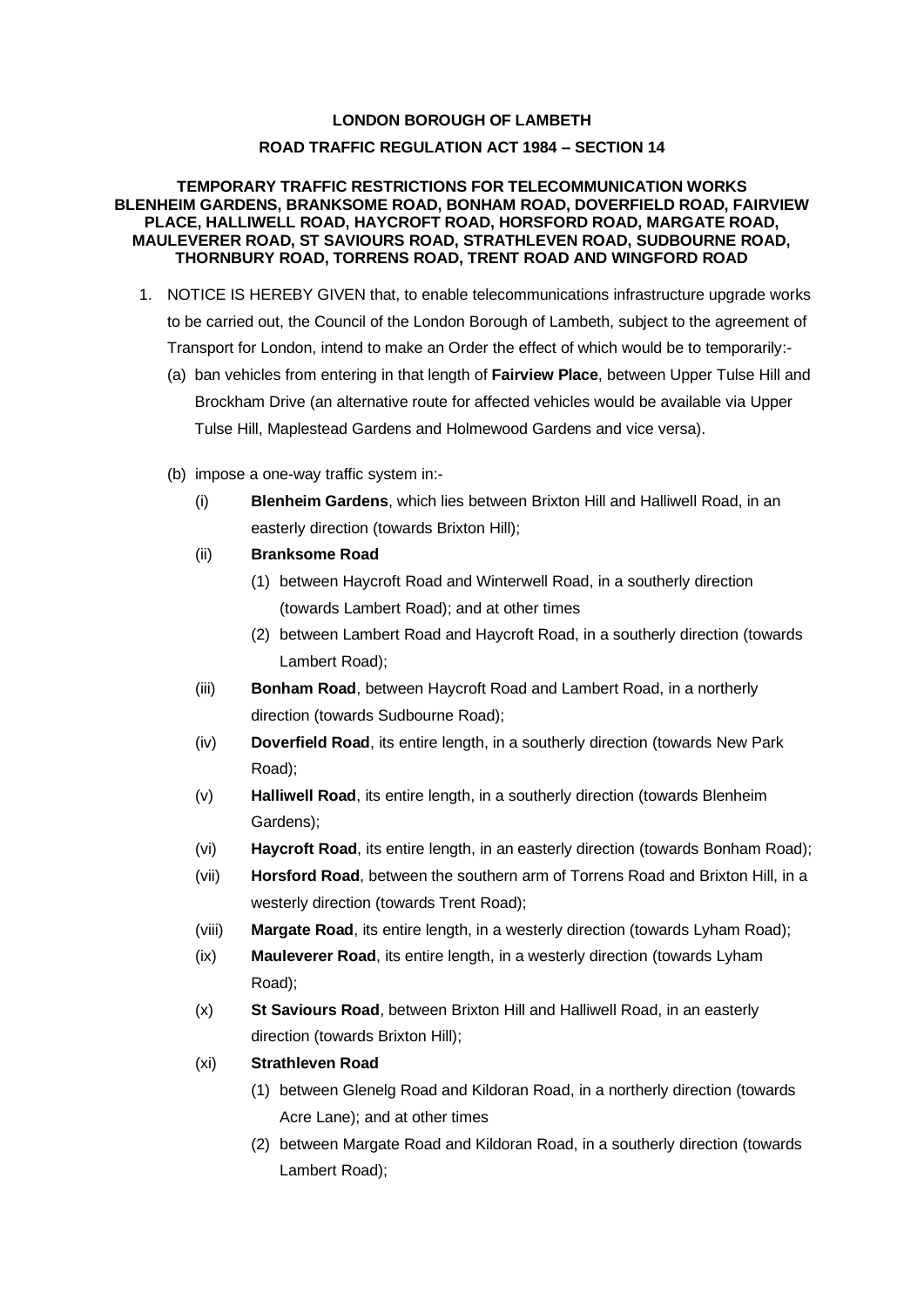**LONDON BOROUGH OF LAMBETH**

**ROAD TRAFFIC REGULATION ACT 1984 – SECTION 14**

**TEMPORARY TRAFFIC RESTRICTIONS FOR TELECOMMUNICATION WORKS BLENHEIM GARDENS, BRANKSOME ROAD, BONHAM ROAD, DOVERFIELD ROAD, FAIRVIEW PLACE, HALLIWELL ROAD, HAYCROFT ROAD, HORSFORD ROAD, MARGATE ROAD, MAULEVERER ROAD, ST SAVIOURS ROAD, STRATHLEVEN ROAD, SUDBOURNE ROAD, THORNBURY ROAD, TORRENS ROAD, TRENT ROAD AND WINGFORD ROAD**

1. NOTICE IS HEREBY GIVEN that, to enable telecommunications infrastructure upgrade works to be carried out, the Council of the London Borough of Lambeth, subject to the agreement of Transport for London, intend to make an Order the effect of which would be to temporarily:-

   (a) ban vehicles from entering in that length of **Fairview Place**, between Upper Tulse Hill and Brockham Drive (an alternative route for affected vehicles would be available via Upper Tulse Hill, Maplestead Gardens and Holmewood Gardens and vice versa).

   (b) impose a one-way traffic system in:-

      (i) **Blenheim Gardens**, which lies between Brixton Hill and Halliwell Road, in an easterly direction (towards Brixton Hill);

      (ii) **Branksome Road**

         (1) between Haycroft Road and Winterwell Road, in a southerly direction (towards Lambert Road); and at other times

         (2) between Lambert Road and Haycroft Road, in a southerly direction (towards Lambert Road);

      (iii) **Bonham Road**, between Haycroft Road and Lambert Road, in a northerly direction (towards Sudbourne Road);

      (iv) **Doverfield Road**, its entire length, in a southerly direction (towards New Park Road);

      (v) **Halliwell Road**, its entire length, in a southerly direction (towards Blenheim Gardens);

      (vi) **Haycroft Road**, its entire length, in an easterly direction (towards Bonham Road);

      (vii) **Horsford Road**, between the southern arm of Torrens Road and Brixton Hill, in a westerly direction (towards Trent Road);

      (viii) **Margate Road**, its entire length, in a westerly direction (towards Lyham Road);

      (ix) **Mauleverer Road**, its entire length, in a westerly direction (towards Lyham Road);

      (x) **St Saviours Road**, between Brixton Hill and Halliwell Road, in an easterly direction (towards Brixton Hill);

      (xi) **Strathleven Road**

         (1) between Glenelg Road and Kildoran Road, in a northerly direction (towards Acre Lane); and at other times

         (2) between Margate Road and Kildoran Road, in a southerly direction (towards Lambert Road);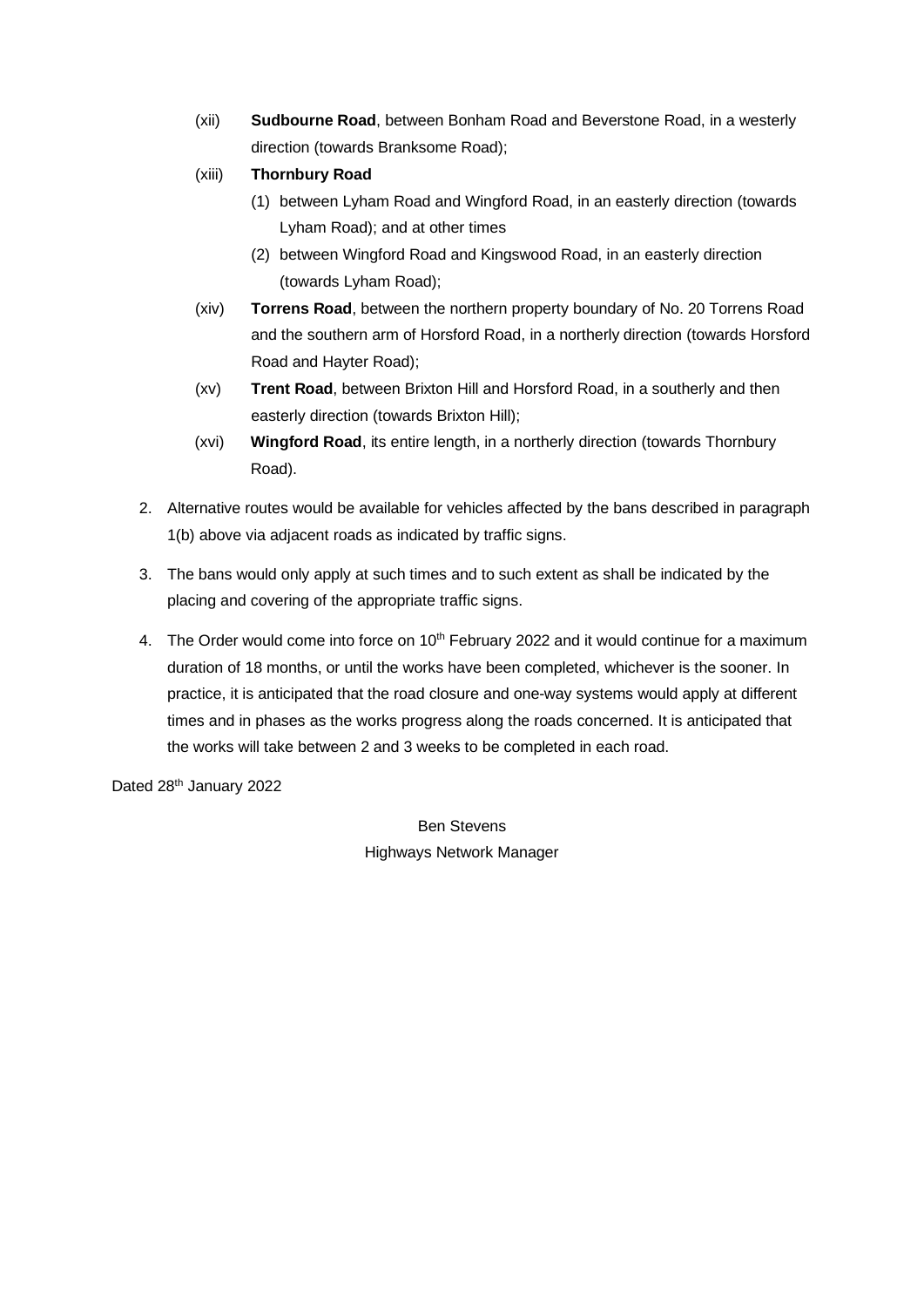(xii) **Sudbourne Road**, between Bonham Road and Beverstone Road, in a westerly direction (towards Branksome Road);

(xiii) **Thornbury Road**

(1) between Lyham Road and Wingford Road, in an easterly direction (towards Lyham Road); and at other times

(2) between Wingford Road and Kingswood Road, in an easterly direction (towards Lyham Road);

(xiv) **Torrens Road**, between the northern property boundary of No. 20 Torrens Road and the southern arm of Horsford Road, in a northerly direction (towards Horsford Road and Hayter Road);

(xv) **Trent Road**, between Brixton Hill and Horsford Road, in a southerly and then easterly direction (towards Brixton Hill);

(xvi) **Wingford Road**, its entire length, in a northerly direction (towards Thornbury Road).

2. Alternative routes would be available for vehicles affected by the bans described in paragraph 1(b) above via adjacent roads as indicated by traffic signs.

3. The bans would only apply at such times and to such extent as shall be indicated by the placing and covering of the appropriate traffic signs.

4. The Order would come into force on 10th February 2022 and it would continue for a maximum duration of 18 months, or until the works have been completed, whichever is the sooner. In practice, it is anticipated that the road closure and one-way systems would apply at different times and in phases as the works progress along the roads concerned. It is anticipated that the works will take between 2 and 3 weeks to be completed in each road.

Dated 28th January 2022

Ben Stevens
Highways Network Manager